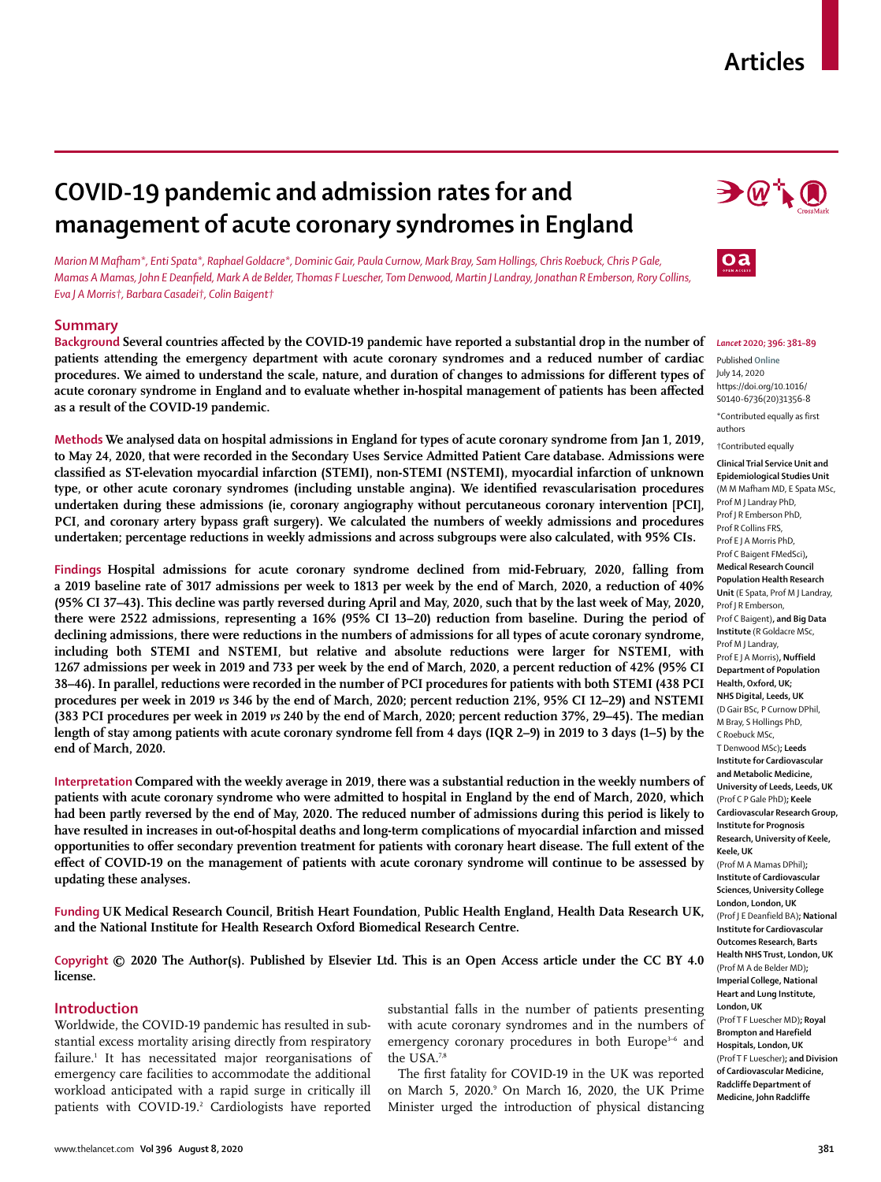# COVID-19 pandemic and admission rates for and management of acute coronary syndromes in England

*Marion M Mafham\*, Enti Spata\*, Raphael Goldacre\*, Dominic Gair, Paula Curnow, Mark Bray, Sam Hollings, Chris Roebuck, Chris P Gale, Mamas A Mamas, John E Deanfield, Mark A de Belder, Thomas F Luescher, Tom Denwood, Martin J Landray, Jonathan R Emberson, Rory Collins, Eva J A Morris†, Barbara Casadei†, Colin Baigent†*

*Lancet* 2020; 396: 381–89

Published Online July 14, 2020 https://doi.org/10.1016/S0140-6736(20)31356-8

\*Contributed equally as first authors

†Contributed equally

**Clinical Trial Service Unit and Epidemiological Studies Unit** (M M Mafham MD, E Spata MSc, Prof M J Landray PhD, Prof J R Emberson PhD, Prof R Collins FRS, Prof E J A Morris PhD, Prof C Baigent FMedSci)**, Medical Research Council Population Health Research Unit** (E Spata, Prof M J Landray, Prof J R Emberson, Prof C Baigent)**, and Big Data Institute** (R Goldacre MSc, Prof M J Landray, Prof E J A Morris)**, Nuffield Department of Population Health, Oxford, UK; NHS Digital, Leeds, UK** (D Gair BSc, P Curnow DPhil, M Bray, S Hollings PhD, C Roebuck MSc, T Denwood MSc)**; Leeds Institute for Cardiovascular and Metabolic Medicine, University of Leeds, Leeds, UK** (Prof C P Gale PhD)**; Keele Cardiovascular Research Group, Institute for Prognosis Research, University of Keele, Keele, UK** (Prof M A Mamas DPhil)**; Institute of Cardiovascular Sciences, University College London, London, UK** (Prof J E Deanfield BA)**; National Institute for Cardiovascular Outcomes Research, Barts Health NHS Trust, London, UK** (Prof M A de Belder MD)**; Imperial College, National Heart and Lung Institute, London, UK** (Prof T F Luescher MD)**; Royal Brompton and Harefield Hospitals, London, UK** (Prof T F Luescher)**; and Division of Cardiovascular Medicine, Radcliffe Department of Medicine, John Radcliffe**

## Summary

**Background** Several countries affected by the COVID-19 pandemic have reported a substantial drop in the number of patients attending the emergency department with acute coronary syndromes and a reduced number of cardiac procedures. We aimed to understand the scale, nature, and duration of changes to admissions for different types of acute coronary syndrome in England and to evaluate whether in-hospital management of patients has been affected as a result of the COVID-19 pandemic.

**Methods** We analysed data on hospital admissions in England for types of acute coronary syndrome from Jan 1, 2019, to May 24, 2020, that were recorded in the Secondary Uses Service Admitted Patient Care database. Admissions were classified as ST-elevation myocardial infarction (STEMI), non-STEMI (NSTEMI), myocardial infarction of unknown type, or other acute coronary syndromes (including unstable angina). We identified revascularisation procedures undertaken during these admissions (ie, coronary angiography without percutaneous coronary intervention [PCI], PCI, and coronary artery bypass graft surgery). We calculated the numbers of weekly admissions and procedures undertaken; percentage reductions in weekly admissions and across subgroups were also calculated, with 95% CIs.

**Findings** Hospital admissions for acute coronary syndrome declined from mid-February, 2020, falling from a 2019 baseline rate of 3017 admissions per week to 1813 per week by the end of March, 2020, a reduction of 40% (95% CI 37–43). This decline was partly reversed during April and May, 2020, such that by the last week of May, 2020, there were 2522 admissions, representing a 16% (95% CI 13–20) reduction from baseline. During the period of declining admissions, there were reductions in the numbers of admissions for all types of acute coronary syndrome, including both STEMI and NSTEMI, but relative and absolute reductions were larger for NSTEMI, with 1267 admissions per week in 2019 and 733 per week by the end of March, 2020, a percent reduction of 42% (95% CI 38–46). In parallel, reductions were recorded in the number of PCI procedures for patients with both STEMI (438 PCI procedures per week in 2019 *vs* 346 by the end of March, 2020; percent reduction 21%, 95% CI 12–29) and NSTEMI (383 PCI procedures per week in 2019 *vs* 240 by the end of March, 2020; percent reduction 37%, 29–45). The median length of stay among patients with acute coronary syndrome fell from 4 days (IQR 2–9) in 2019 to 3 days (1–5) by the end of March, 2020.

**Interpretation** Compared with the weekly average in 2019, there was a substantial reduction in the weekly numbers of patients with acute coronary syndrome who were admitted to hospital in England by the end of March, 2020, which had been partly reversed by the end of May, 2020. The reduced number of admissions during this period is likely to have resulted in increases in out-of-hospital deaths and long-term complications of myocardial infarction and missed opportunities to offer secondary prevention treatment for patients with coronary heart disease. The full extent of the effect of COVID-19 on the management of patients with acute coronary syndrome will continue to be assessed by updating these analyses.

**Funding** UK Medical Research Council, British Heart Foundation, Public Health England, Health Data Research UK, and the National Institute for Health Research Oxford Biomedical Research Centre.

**Copyright** © 2020 The Author(s). Published by Elsevier Ltd. This is an Open Access article under the CC BY 4.0 license.

## Introduction

Worldwide, the COVID-19 pandemic has resulted in substantial excess mortality arising directly from respiratory failure.[1] It has necessitated major reorganisations of emergency care facilities to accommodate the additional workload anticipated with a rapid surge in critically ill patients with COVID-19.[2] Cardiologists have reported substantial falls in the number of patients presenting with acute coronary syndromes and in the numbers of emergency coronary procedures in both Europe[3–6] and the USA.[7,8]

The first fatality for COVID-19 in the UK was reported on March 5, 2020.[9] On March 16, 2020, the UK Prime Minister urged the introduction of physical distancing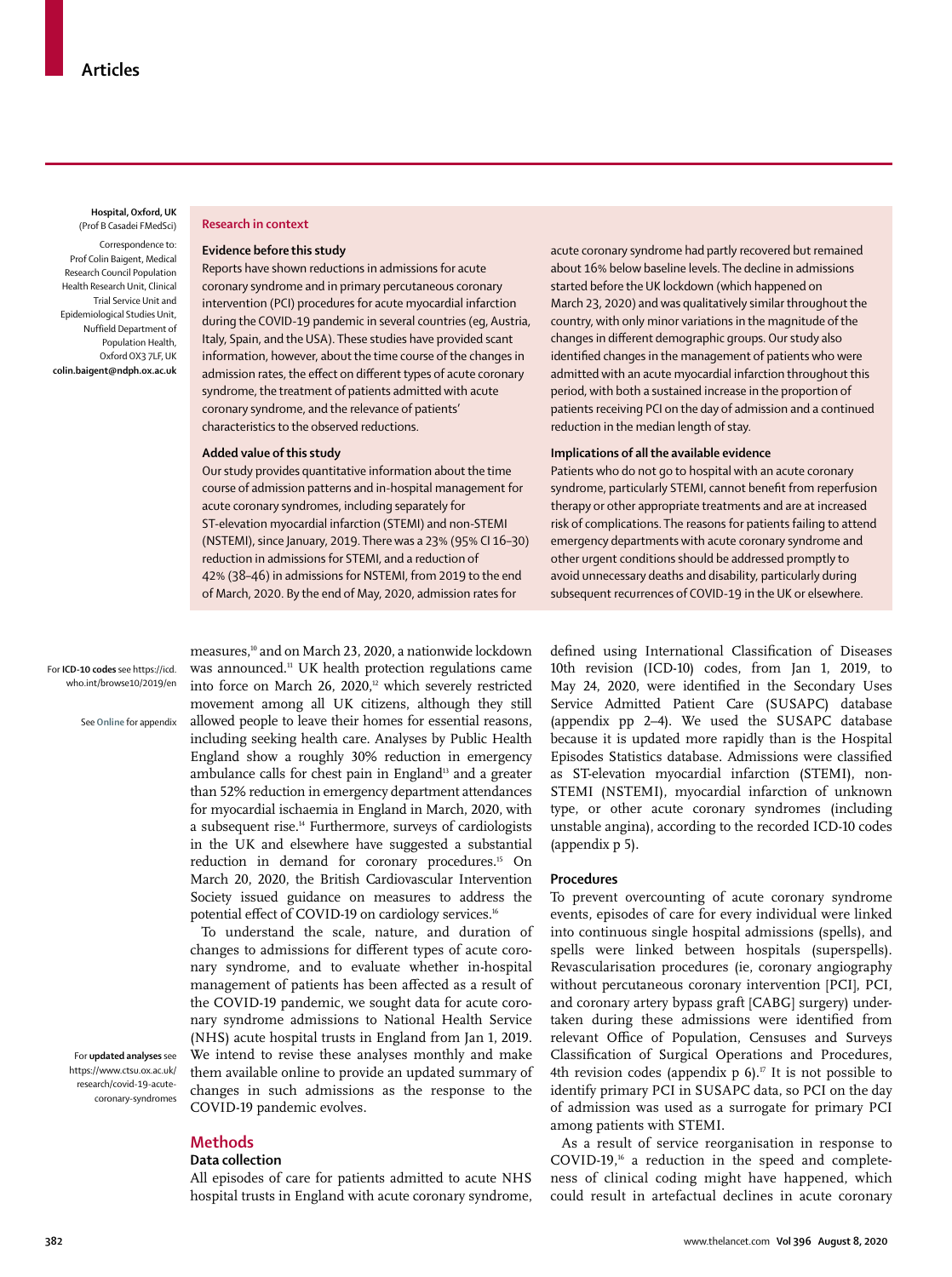Hospital, Oxford, UK (Prof B Casadei FMedSci)

Correspondence to: Prof Colin Baigent, Medical Research Council Population Health Research Unit, Clinical Trial Service Unit and Epidemiological Studies Unit, Nuffield Department of Population Health, Oxford OX3 7LF, UK **colin.baigent@ndph.ox.ac.uk**

## Research in context

### Evidence before this study

Reports have shown reductions in admissions for acute coronary syndrome and in primary percutaneous coronary intervention (PCI) procedures for acute myocardial infarction during the COVID-19 pandemic in several countries (eg, Austria, Italy, Spain, and the USA). These studies have provided scant information, however, about the time course of the changes in admission rates, the effect on different types of acute coronary syndrome, the treatment of patients admitted with acute coronary syndrome, and the relevance of patients' characteristics to the observed reductions.

### Added value of this study

Our study provides quantitative information about the time course of admission patterns and in-hospital management for acute coronary syndromes, including separately for ST-elevation myocardial infarction (STEMI) and non-STEMI (NSTEMI), since January, 2019. There was a 23% (95% CI 16–30) reduction in admissions for STEMI, and a reduction of 42% (38–46) in admissions for NSTEMI, from 2019 to the end of March, 2020. By the end of May, 2020, admission rates for acute coronary syndrome had partly recovered but remained about 16% below baseline levels. The decline in admissions started before the UK lockdown (which happened on March 23, 2020) and was qualitatively similar throughout the country, with only minor variations in the magnitude of the changes in different demographic groups. Our study also identified changes in the management of patients who were admitted with an acute myocardial infarction throughout this period, with both a sustained increase in the proportion of patients receiving PCI on the day of admission and a continued reduction in the median length of stay.

### Implications of all the available evidence

Patients who do not go to hospital with an acute coronary syndrome, particularly STEMI, cannot benefit from reperfusion therapy or other appropriate treatments and are at increased risk of complications. The reasons for patients failing to attend emergency departments with acute coronary syndrome and other urgent conditions should be addressed promptly to avoid unnecessary deaths and disability, particularly during subsequent recurrences of COVID-19 in the UK or elsewhere.

For **ICD-10 codes** see https://icd.who.int/browse10/2019/en

See **Online** for appendix

For **updated analyses** see https://www.ctsu.ox.ac.uk/research/covid-19-acute-coronary-syndromes

measures,[10] and on March 23, 2020, a nationwide lockdown was announced.[11] UK health protection regulations came into force on March 26, 2020,[12] which severely restricted movement among all UK citizens, although they still allowed people to leave their homes for essential reasons, including seeking health care. Analyses by Public Health England show a roughly 30% reduction in emergency ambulance calls for chest pain in England[13] and a greater than 52% reduction in emergency department attendances for myocardial ischaemia in England in March, 2020, with a subsequent rise.[14] Furthermore, surveys of cardiologists in the UK and elsewhere have suggested a substantial reduction in demand for coronary procedures.[15] On March 20, 2020, the British Cardiovascular Intervention Society issued guidance on measures to address the potential effect of COVID-19 on cardiology services.[16]

To understand the scale, nature, and duration of changes to admissions for different types of acute coronary syndrome, and to evaluate whether in-hospital management of patients has been affected as a result of the COVID-19 pandemic, we sought data for acute coronary syndrome admissions to National Health Service (NHS) acute hospital trusts in England from Jan 1, 2019. We intend to revise these analyses monthly and make them available online to provide an updated summary of changes in such admissions as the response to the COVID-19 pandemic evolves.

## Methods

### Data collection

All episodes of care for patients admitted to acute NHS hospital trusts in England with acute coronary syndrome, defined using International Classification of Diseases 10th revision (ICD-10) codes, from Jan 1, 2019, to May 24, 2020, were identified in the Secondary Uses Service Admitted Patient Care (SUSAPC) database (appendix pp 2–4). We used the SUSAPC database because it is updated more rapidly than is the Hospital Episodes Statistics database. Admissions were classified as ST-elevation myocardial infarction (STEMI), non-STEMI (NSTEMI), myocardial infarction of unknown type, or other acute coronary syndromes (including unstable angina), according to the recorded ICD-10 codes (appendix p 5).

### Procedures

To prevent overcounting of acute coronary syndrome events, episodes of care for every individual were linked into continuous single hospital admissions (spells), and spells were linked between hospitals (superspells). Revascularisation procedures (ie, coronary angiography without percutaneous coronary intervention [PCI], PCI, and coronary artery bypass graft [CABG] surgery) undertaken during these admissions were identified from relevant Office of Population, Censuses and Surveys Classification of Surgical Operations and Procedures, 4th revision codes (appendix p 6).[17] It is not possible to identify primary PCI in SUSAPC data, so PCI on the day of admission was used as a surrogate for primary PCI among patients with STEMI.

As a result of service reorganisation in response to COVID-19,[16] a reduction in the speed and completeness of clinical coding might have happened, which could result in artefactual declines in acute coronary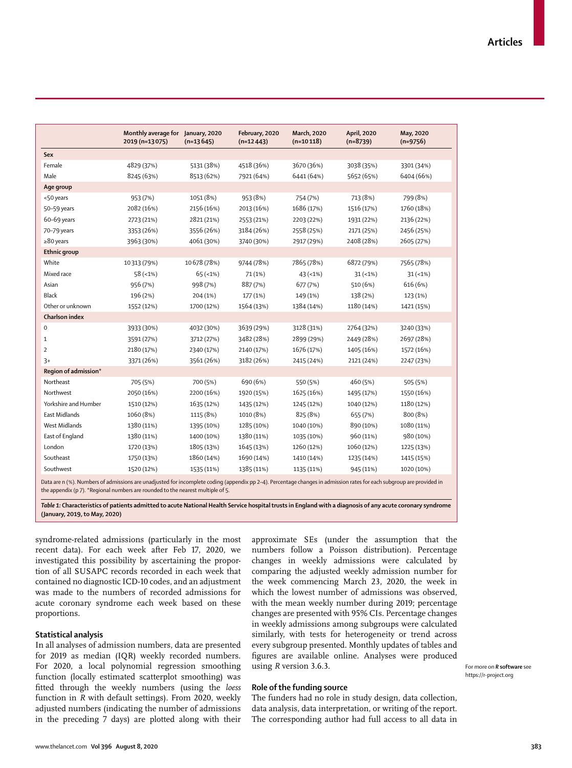| | Monthly average for 2019 (n=13 075) | January, 2020 (n=13 645) | February, 2020 (n=12 443) | March, 2020 (n=10 118) | April, 2020 (n=8739) | May, 2020 (n=9756) |
|---|---|---|---|---|---|---|
| **Sex** | | | | | | |
| Female | 4829 (37%) | 5131 (38%) | 4518 (36%) | 3670 (36%) | 3038 (35%) | 3301 (34%) |
| Male | 8245 (63%) | 8513 (62%) | 7921 (64%) | 6441 (64%) | 5652 (65%) | 6404 (66%) |
| **Age group** | | | | | | |
| <50 years | 953 (7%) | 1051 (8%) | 953 (8%) | 754 (7%) | 713 (8%) | 799 (8%) |
| 50–59 years | 2082 (16%) | 2156 (16%) | 2013 (16%) | 1686 (17%) | 1516 (17%) | 1760 (18%) |
| 60–69 years | 2723 (21%) | 2821 (21%) | 2553 (21%) | 2203 (22%) | 1931 (22%) | 2136 (22%) |
| 70–79 years | 3353 (26%) | 3556 (26%) | 3184 (26%) | 2558 (25%) | 2171 (25%) | 2456 (25%) |
| ≥80 years | 3963 (30%) | 4061 (30%) | 3740 (30%) | 2917 (29%) | 2408 (28%) | 2605 (27%) |
| **Ethnic group** | | | | | | |
| White | 10 313 (79%) | 10 678 (78%) | 9744 (78%) | 7865 (78%) | 6872 (79%) | 7565 (78%) |
| Mixed race | 58 (<1%) | 65 (<1%) | 71 (1%) | 43 (<1%) | 31 (<1%) | 31 (<1%) |
| Asian | 956 (7%) | 998 (7%) | 887 (7%) | 677 (7%) | 510 (6%) | 616 (6%) |
| Black | 196 (2%) | 204 (1%) | 177 (1%) | 149 (1%) | 138 (2%) | 123 (1%) |
| Other or unknown | 1552 (12%) | 1700 (12%) | 1564 (13%) | 1384 (14%) | 1180 (14%) | 1421 (15%) |
| **Charlson index** | | | | | | |
| 0 | 3933 (30%) | 4032 (30%) | 3639 (29%) | 3128 (31%) | 2764 (32%) | 3240 (33%) |
| 1 | 3591 (27%) | 3712 (27%) | 3482 (28%) | 2899 (29%) | 2449 (28%) | 2697 (28%) |
| 2 | 2180 (17%) | 2340 (17%) | 2140 (17%) | 1676 (17%) | 1405 (16%) | 1572 (16%) |
| 3+ | 3371 (26%) | 3561 (26%) | 3182 (26%) | 2415 (24%) | 2121 (24%) | 2247 (23%) |
| **Region of admission*** | | | | | | |
| Northeast | 705 (5%) | 700 (5%) | 690 (6%) | 550 (5%) | 460 (5%) | 505 (5%) |
| Northwest | 2050 (16%) | 2200 (16%) | 1920 (15%) | 1625 (16%) | 1495 (17%) | 1550 (16%) |
| Yorkshire and Humber | 1510 (12%) | 1635 (12%) | 1435 (12%) | 1245 (12%) | 1040 (12%) | 1180 (12%) |
| East Midlands | 1060 (8%) | 1115 (8%) | 1010 (8%) | 825 (8%) | 655 (7%) | 800 (8%) |
| West Midlands | 1380 (11%) | 1395 (10%) | 1285 (10%) | 1040 (10%) | 890 (10%) | 1080 (11%) |
| East of England | 1380 (11%) | 1400 (10%) | 1380 (11%) | 1035 (10%) | 960 (11%) | 980 (10%) |
| London | 1720 (13%) | 1805 (13%) | 1645 (13%) | 1260 (12%) | 1060 (12%) | 1225 (13%) |
| Southeast | 1750 (13%) | 1860 (14%) | 1690 (14%) | 1410 (14%) | 1235 (14%) | 1415 (15%) |
| Southwest | 1520 (12%) | 1535 (11%) | 1385 (11%) | 1135 (11%) | 945 (11%) | 1020 (10%) |

Data are n (%). Numbers of admissions are unadjusted for incomplete coding (appendix pp 2–4). Percentage changes in admission rates for each subgroup are provided in the appendix (p 7). *Regional numbers are rounded to the nearest multiple of 5.

***Table 1:*** **Characteristics of patients admitted to acute National Health Service hospital trusts in England with a diagnosis of any acute coronary syndrome (January, 2019, to May, 2020)**

syndrome-related admissions (particularly in the most recent data). For each week after Feb 17, 2020, we investigated this possibility by ascertaining the proportion of all SUSAPC records recorded in each week that contained no diagnostic ICD-10 codes, and an adjustment was made to the numbers of recorded admissions for acute coronary syndrome each week based on these proportions.

### Statistical analysis

In all analyses of admission numbers, data are presented for 2019 as median (IQR) weekly recorded numbers. For 2020, a local polynomial regression smoothing function (locally estimated scatterplot smoothing) was fitted through the weekly numbers (using the *loess* function in *R* with default settings). From 2020, weekly adjusted numbers (indicating the number of admissions in the preceding 7 days) are plotted along with their approximate SEs (under the assumption that the numbers follow a Poisson distribution). Percentage changes in weekly admissions were calculated by comparing the adjusted weekly admission number for the week commencing March 23, 2020, the week in which the lowest number of admissions was observed, with the mean weekly number during 2019; percentage changes are presented with 95% CIs. Percentage changes in weekly admissions among subgroups were calculated similarly, with tests for heterogeneity or trend across every subgroup presented. Monthly updates of tables and figures are available online. Analyses were produced using *R* version 3.6.3.

For more on ***R* software** see https://r-project.org

### Role of the funding source

The funders had no role in study design, data collection, data analysis, data interpretation, or writing of the report. The corresponding author had full access to all data in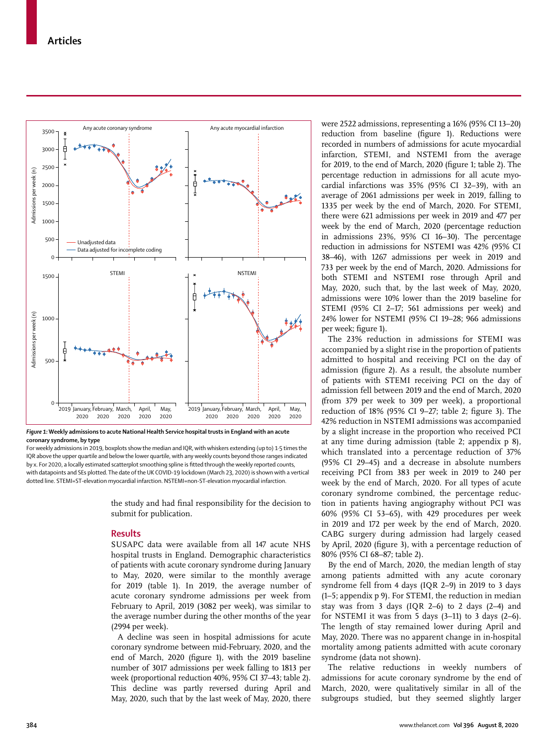*Figure 1:* **Weekly admissions to acute National Health Service hospital trusts in England with an acute coronary syndrome, by type**

For weekly admissions in 2019, boxplots show the median and IQR, with whiskers extending (up to) 1·5 times the IQR above the upper quartile and below the lower quartile, with any weekly counts beyond those ranges indicated by x. For 2020, a locally estimated scatterplot smoothing spline is fitted through the weekly reported counts, with datapoints and SEs plotted. The date of the UK COVID-19 lockdown (March 23, 2020) is shown with a vertical dotted line. STEMI=ST-elevation myocardial infarction. NSTEMI=non-ST-elevation myocardial infarction.

the study and had final responsibility for the decision to submit for publication.

## Results

SUSAPC data were available from all 147 acute NHS hospital trusts in England. Demographic characteristics of patients with acute coronary syndrome during January to May, 2020, were similar to the monthly average for 2019 (table 1). In 2019, the average number of acute coronary syndrome admissions per week from February to April, 2019 (3082 per week), was similar to the average number during the other months of the year (2994 per week).

A decline was seen in hospital admissions for acute coronary syndrome between mid-February, 2020, and the end of March, 2020 (figure 1), with the 2019 baseline number of 3017 admissions per week falling to 1813 per week (proportional reduction 40%, 95% CI 37–43; table 2). This decline was partly reversed during April and May, 2020, such that by the last week of May, 2020, there were 2522 admissions, representing a 16% (95% CI 13–20) reduction from baseline (figure 1). Reductions were recorded in numbers of admissions for acute myocardial infarction, STEMI, and NSTEMI from the average for 2019, to the end of March, 2020 (figure 1; table 2). The percentage reduction in admissions for all acute myocardial infarctions was 35% (95% CI 32–39), with an average of 2061 admissions per week in 2019, falling to 1335 per week by the end of March, 2020. For STEMI, there were 621 admissions per week in 2019 and 477 per week by the end of March, 2020 (percentage reduction in admissions 23%, 95% CI 16–30). The percentage reduction in admissions for NSTEMI was 42% (95% CI 38–46), with 1267 admissions per week in 2019 and 733 per week by the end of March, 2020. Admissions for both STEMI and NSTEMI rose through April and May, 2020, such that, by the last week of May, 2020, admissions were 10% lower than the 2019 baseline for STEMI (95% CI 2–17; 561 admissions per week) and 24% lower for NSTEMI (95% CI 19–28; 966 admissions per week; figure 1).

The 23% reduction in admissions for STEMI was accompanied by a slight rise in the proportion of patients admitted to hospital and receiving PCI on the day of admission (figure 2). As a result, the absolute number of patients with STEMI receiving PCI on the day of admission fell between 2019 and the end of March, 2020 (from 379 per week to 309 per week), a proportional reduction of 18% (95% CI 9–27; table 2; figure 3). The 42% reduction in NSTEMI admissions was accompanied by a slight increase in the proportion who received PCI at any time during admission (table 2; appendix p 8), which translated into a percentage reduction of 37% (95% CI 29–45) and a decrease in absolute numbers receiving PCI from 383 per week in 2019 to 240 per week by the end of March, 2020. For all types of acute coronary syndrome combined, the percentage reduction in patients having angiography without PCI was 60% (95% CI 53–65), with 429 procedures per week in 2019 and 172 per week by the end of March, 2020. CABG surgery during admission had largely ceased by April, 2020 (figure 3), with a percentage reduction of 80% (95% CI 68–87; table 2).

By the end of March, 2020, the median length of stay among patients admitted with any acute coronary syndrome fell from 4 days (IQR 2–9) in 2019 to 3 days (1–5; appendix p 9). For STEMI, the reduction in median stay was from 3 days (IQR 2–6) to 2 days (2–4) and for NSTEMI it was from 5 days (3–11) to 3 days (2–6). The length of stay remained lower during April and May, 2020. There was no apparent change in in-hospital mortality among patients admitted with acute coronary syndrome (data not shown).

The relative reductions in weekly numbers of admissions for acute coronary syndrome by the end of March, 2020, were qualitatively similar in all of the subgroups studied, but they seemed slightly larger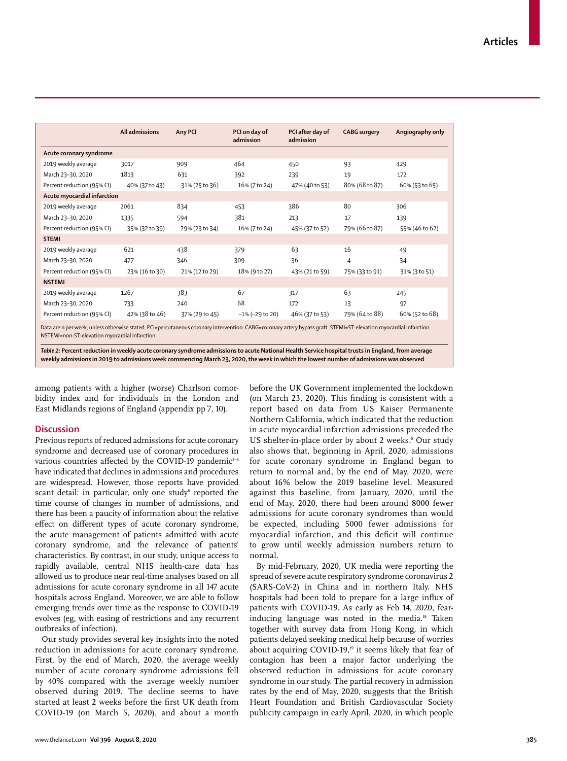| | All admissions | Any PCI | PCI on day of admission | PCI after day of admission | CABG surgery | Angiography only |
|---|---|---|---|---|---|---|
| **Acute coronary syndrome** | | | | | | |
| 2019 weekly average | 3017 | 909 | 464 | 450 | 93 | 429 |
| March 23–30, 2020 | 1813 | 631 | 392 | 239 | 19 | 172 |
| Percent reduction (95% CI) | 40% (37 to 43) | 31% (25 to 36) | 16% (7 to 24) | 47% (40 to 53) | 80% (68 to 87) | 60% (53 to 65) |
| **Acute myocardial infarction** | | | | | | |
| 2019 weekly average | 2061 | 834 | 453 | 386 | 80 | 306 |
| March 23–30, 2020 | 1335 | 594 | 381 | 213 | 17 | 139 |
| Percent reduction (95% CI) | 35% (32 to 39) | 29% (23 to 34) | 16% (7 to 24) | 45% (37 to 52) | 79% (66 to 87) | 55% (46 to 62) |
| **STEMI** | | | | | | |
| 2019 weekly average | 621 | 438 | 379 | 63 | 16 | 49 |
| March 23–30, 2020 | 477 | 346 | 309 | 36 | 4 | 34 |
| Percent reduction (95% CI) | 23% (16 to 30) | 21% (12 to 29) | 18% (9 to 27) | 43% (21 to 59) | 75% (33 to 91) | 31% (3 to 51) |
| **NSTEMI** | | | | | | |
| 2019 weekly average | 1267 | 383 | 67 | 317 | 63 | 245 |
| March 23–30, 2020 | 733 | 240 | 68 | 172 | 13 | 97 |
| Percent reduction (95% CI) | 42% (38 to 46) | 37% (29 to 45) | −1% (−29 to 20) | 46% (37 to 53) | 79% (64 to 88) | 60% (52 to 68) |

Data are n per week, unless otherwise stated. PCI=percutaneous coronary intervention. CABG=coronary artery bypass graft. STEMI=ST-elevation myocardial infarction. NSTEMI=non-ST-elevation myocardial infarction.

*Table 2:* **Percent reduction in weekly acute coronary syndrome admissions to acute National Health Service hospital trusts in England, from average weekly admissions in 2019 to admissions week commencing March 23, 2020, the week in which the lowest number of admissions was observed**

among patients with a higher (worse) Charlson comorbidity index and for individuals in the London and East Midlands regions of England (appendix pp 7, 10).

## Discussion

Previous reports of reduced admissions for acute coronary syndrome and decreased use of coronary procedures in various countries affected by the COVID-19 pandemic[3–8] have indicated that declines in admissions and procedures are widespread. However, those reports have provided scant detail: in particular, only one study[8] reported the time course of changes in number of admissions, and there has been a paucity of information about the relative effect on different types of acute coronary syndrome, the acute management of patients admitted with acute coronary syndrome, and the relevance of patients' characteristics. By contrast, in our study, unique access to rapidly available, central NHS health-care data has allowed us to produce near real-time analyses based on all admissions for acute coronary syndrome in all 147 acute hospitals across England. Moreover, we are able to follow emerging trends over time as the response to COVID-19 evolves (eg, with easing of restrictions and any recurrent outbreaks of infection).

Our study provides several key insights into the noted reduction in admissions for acute coronary syndrome. First, by the end of March, 2020, the average weekly number of acute coronary syndrome admissions fell by 40% compared with the average weekly number observed during 2019. The decline seems to have started at least 2 weeks before the first UK death from COVID-19 (on March 5, 2020), and about a month before the UK Government implemented the lockdown (on March 23, 2020). This finding is consistent with a report based on data from US Kaiser Permanente Northern California, which indicated that the reduction in acute myocardial infarction admissions preceded the US shelter-in-place order by about 2 weeks.[8] Our study also shows that, beginning in April, 2020, admissions for acute coronary syndrome in England began to return to normal and, by the end of May, 2020, were about 16% below the 2019 baseline level. Measured against this baseline, from January, 2020, until the end of May, 2020, there had been around 8000 fewer admissions for acute coronary syndromes than would be expected, including 5000 fewer admissions for myocardial infarction, and this deficit will continue to grow until weekly admission numbers return to normal.

By mid-February, 2020, UK media were reporting the spread of severe acute respiratory syndrome coronavirus 2 (SARS-CoV-2) in China and in northern Italy. NHS hospitals had been told to prepare for a large influx of patients with COVID-19. As early as Feb 14, 2020, fear-inducing language was noted in the media.[18] Taken together with survey data from Hong Kong, in which patients delayed seeking medical help because of worries about acquiring COVID-19,[19] it seems likely that fear of contagion has been a major factor underlying the observed reduction in admissions for acute coronary syndrome in our study. The partial recovery in admission rates by the end of May, 2020, suggests that the British Heart Foundation and British Cardiovascular Society publicity campaign in early April, 2020, in which people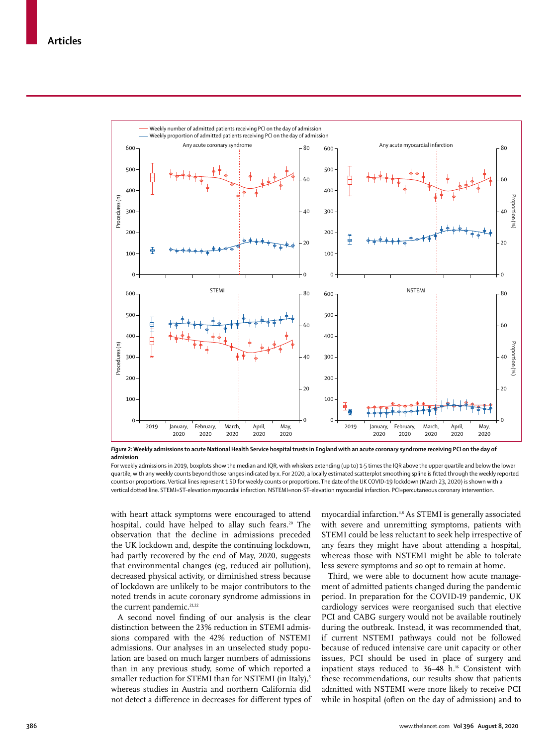*Figure 2:* **Weekly admissions to acute National Health Service hospital trusts in England with an acute coronary syndrome receiving PCI on the day of admission**

For weekly admissions in 2019, boxplots show the median and IQR, with whiskers extending (up to) 1·5 times the IQR above the upper quartile and below the lower quartile, with any weekly counts beyond those ranges indicated by x. For 2020, a locally estimated scatterplot smoothing spline is fitted through the weekly reported counts or proportions. Vertical lines represent 1 SD for weekly counts or proportions. The date of the UK COVID-19 lockdown (March 23, 2020) is shown with a vertical dotted line. STEMI=ST-elevation myocardial infarction. NSTEMI=non-ST-elevation myocardial infarction. PCI=percutaneous coronary intervention.

with heart attack symptoms were encouraged to attend hospital, could have helped to allay such fears.[20] The observation that the decline in admissions preceded the UK lockdown and, despite the continuing lockdown, had partly recovered by the end of May, 2020, suggests that environmental changes (eg, reduced air pollution), decreased physical activity, or diminished stress because of lockdown are unlikely to be major contributors to the noted trends in acute coronary syndrome admissions in the current pandemic.[21,22]

A second novel finding of our analysis is the clear distinction between the 23% reduction in STEMI admissions compared with the 42% reduction of NSTEMI admissions. Our analyses in an unselected study population are based on much larger numbers of admissions than in any previous study, some of which reported a smaller reduction for STEMI than for NSTEMI (in Italy),[5] whereas studies in Austria and northern California did not detect a difference in decreases for different types of myocardial infarction.[3,8] As STEMI is generally associated with severe and unremitting symptoms, patients with STEMI could be less reluctant to seek help irrespective of any fears they might have about attending a hospital, whereas those with NSTEMI might be able to tolerate less severe symptoms and so opt to remain at home.

Third, we were able to document how acute management of admitted patients changed during the pandemic period. In preparation for the COVID-19 pandemic, UK cardiology services were reorganised such that elective PCI and CABG surgery would not be available routinely during the outbreak. Instead, it was recommended that, if current NSTEMI pathways could not be followed because of reduced intensive care unit capacity or other issues, PCI should be used in place of surgery and inpatient stays reduced to 36–48 h.[16] Consistent with these recommendations, our results show that patients admitted with NSTEMI were more likely to receive PCI while in hospital (often on the day of admission) and to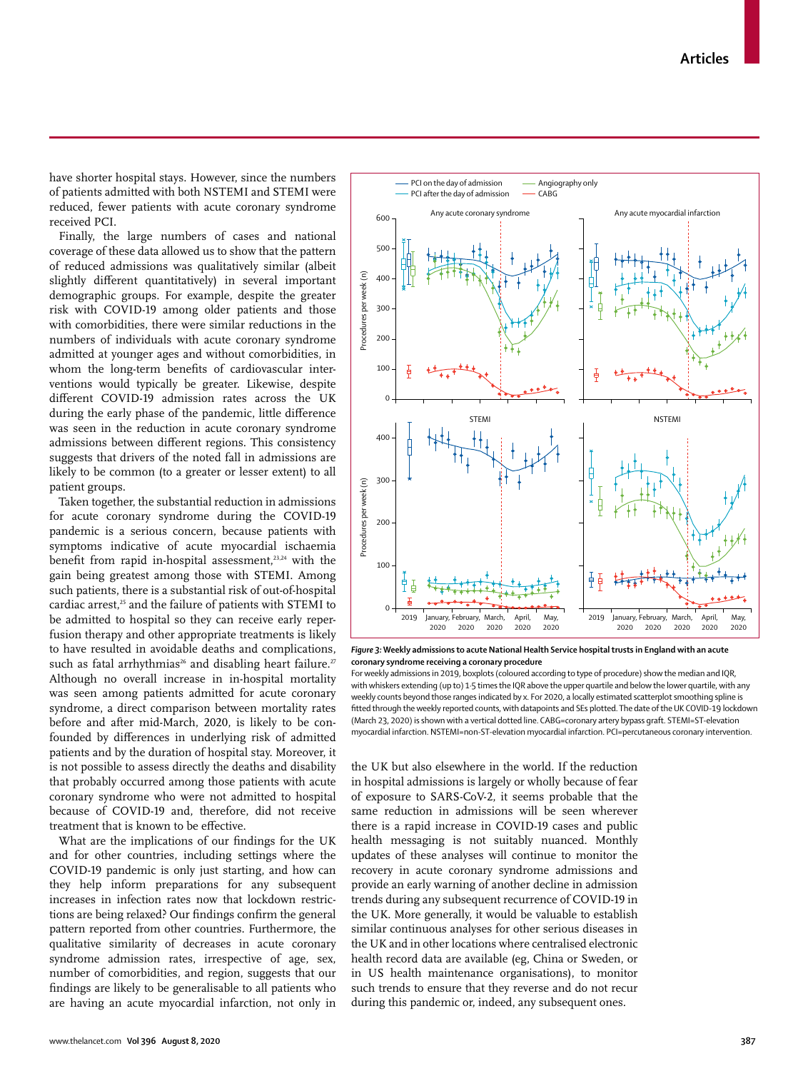have shorter hospital stays. However, since the numbers of patients admitted with both NSTEMI and STEMI were reduced, fewer patients with acute coronary syndrome received PCI.

Finally, the large numbers of cases and national coverage of these data allowed us to show that the pattern of reduced admissions was qualitatively similar (albeit slightly different quantitatively) in several important demographic groups. For example, despite the greater risk with COVID-19 among older patients and those with comorbidities, there were similar reductions in the numbers of individuals with acute coronary syndrome admitted at younger ages and without comorbidities, in whom the long-term benefits of cardiovascular interventions would typically be greater. Likewise, despite different COVID-19 admission rates across the UK during the early phase of the pandemic, little difference was seen in the reduction in acute coronary syndrome admissions between different regions. This consistency suggests that drivers of the noted fall in admissions are likely to be common (to a greater or lesser extent) to all patient groups.

Taken together, the substantial reduction in admissions for acute coronary syndrome during the COVID-19 pandemic is a serious concern, because patients with symptoms indicative of acute myocardial ischaemia benefit from rapid in-hospital assessment,[23,24] with the gain being greatest among those with STEMI. Among such patients, there is a substantial risk of out-of-hospital cardiac arrest,[25] and the failure of patients with STEMI to be admitted to hospital so they can receive early reperfusion therapy and other appropriate treatments is likely to have resulted in avoidable deaths and complications, such as fatal arrhythmias[26] and disabling heart failure.[27] Although no overall increase in in-hospital mortality was seen among patients admitted for acute coronary syndrome, a direct comparison between mortality rates before and after mid-March, 2020, is likely to be confounded by differences in underlying risk of admitted patients and by the duration of hospital stay. Moreover, it is not possible to assess directly the deaths and disability that probably occurred among those patients with acute coronary syndrome who were not admitted to hospital because of COVID-19 and, therefore, did not receive treatment that is known to be effective.

What are the implications of our findings for the UK and for other countries, including settings where the COVID-19 pandemic is only just starting, and how can they help inform preparations for any subsequent increases in infection rates now that lockdown restrictions are being relaxed? Our findings confirm the general pattern reported from other countries. Furthermore, the qualitative similarity of decreases in acute coronary syndrome admission rates, irrespective of age, sex, number of comorbidities, and region, suggests that our findings are likely to be generalisable to all patients who are having an acute myocardial infarction, not only in the UK but also elsewhere in the world. If the reduction in hospital admissions is largely or wholly because of fear of exposure to SARS-CoV-2, it seems probable that the same reduction in admissions will be seen wherever there is a rapid increase in COVID-19 cases and public health messaging is not suitably nuanced. Monthly updates of these analyses will continue to monitor the recovery in acute coronary syndrome admissions and provide an early warning of another decline in admission trends during any subsequent recurrence of COVID-19 in the UK. More generally, it would be valuable to establish similar continuous analyses for other serious diseases in the UK and in other locations where centralised electronic health record data are available (eg, China or Sweden, or in US health maintenance organisations), to monitor such trends to ensure that they reverse and do not recur during this pandemic or, indeed, any subsequent ones.

**Figure 3: Weekly admissions to acute National Health Service hospital trusts in England with an acute coronary syndrome receiving a coronary procedure**

For weekly admissions in 2019, boxplots (coloured according to type of procedure) show the median and IQR, with whiskers extending (up to) 1·5 times the IQR above the upper quartile and below the lower quartile, with any weekly counts beyond those ranges indicated by x. For 2020, a locally estimated scatterplot smoothing spline is fitted through the weekly reported counts, with datapoints and SEs plotted. The date of the UK COVID-19 lockdown (March 23, 2020) is shown with a vertical dotted line. CABG=coronary artery bypass graft. STEMI=ST-elevation myocardial infarction. NSTEMI=non-ST-elevation myocardial infarction. PCI=percutaneous coronary intervention.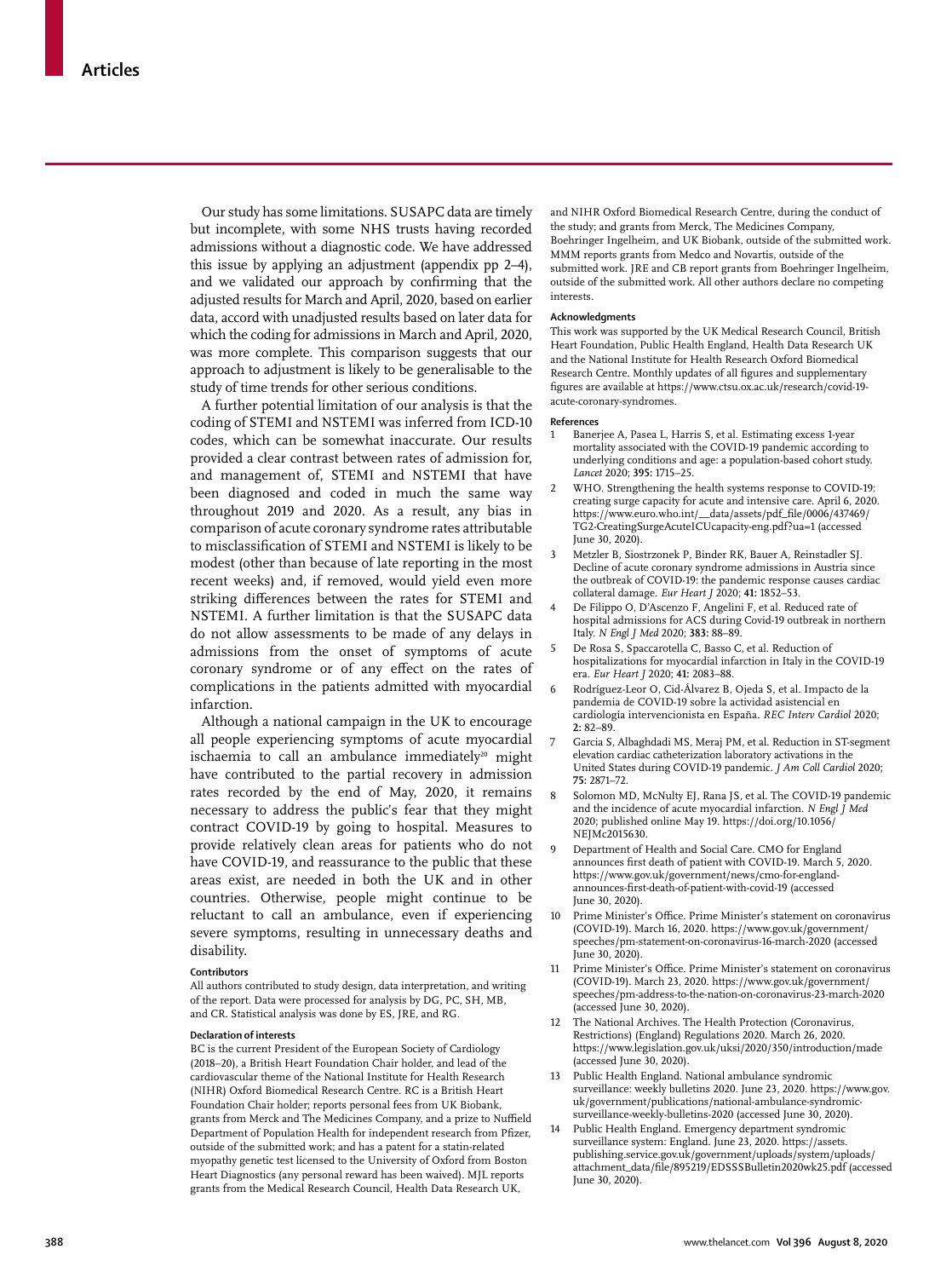Our study has some limitations. SUSAPC data are timely but incomplete, with some NHS trusts having recorded admissions without a diagnostic code. We have addressed this issue by applying an adjustment (appendix pp 2–4), and we validated our approach by confirming that the adjusted results for March and April, 2020, based on earlier data, accord with unadjusted results based on later data for which the coding for admissions in March and April, 2020, was more complete. This comparison suggests that our approach to adjustment is likely to be generalisable to the study of time trends for other serious conditions.

A further potential limitation of our analysis is that the coding of STEMI and NSTEMI was inferred from ICD-10 codes, which can be somewhat inaccurate. Our results provided a clear contrast between rates of admission for, and management of, STEMI and NSTEMI that have been diagnosed and coded in much the same way throughout 2019 and 2020. As a result, any bias in comparison of acute coronary syndrome rates attributable to misclassification of STEMI and NSTEMI is likely to be modest (other than because of late reporting in the most recent weeks) and, if removed, would yield even more striking differences between the rates for STEMI and NSTEMI. A further limitation is that the SUSAPC data do not allow assessments to be made of any delays in admissions from the onset of symptoms of acute coronary syndrome or of any effect on the rates of complications in the patients admitted with myocardial infarction.

Although a national campaign in the UK to encourage all people experiencing symptoms of acute myocardial ischaemia to call an ambulance immediately[20] might have contributed to the partial recovery in admission rates recorded by the end of May, 2020, it remains necessary to address the public's fear that they might contract COVID-19 by going to hospital. Measures to provide relatively clean areas for patients who do not have COVID-19, and reassurance to the public that these areas exist, are needed in both the UK and in other countries. Otherwise, people might continue to be reluctant to call an ambulance, even if experiencing severe symptoms, resulting in unnecessary deaths and disability.

#### Contributors

All authors contributed to study design, data interpretation, and writing of the report. Data were processed for analysis by DG, PC, SH, MB, and CR. Statistical analysis was done by ES, JRE, and RG.

#### Declaration of interests

BC is the current President of the European Society of Cardiology (2018–20), a British Heart Foundation Chair holder, and lead of the cardiovascular theme of the National Institute for Health Research (NIHR) Oxford Biomedical Research Centre. RC is a British Heart Foundation Chair holder; reports personal fees from UK Biobank, grants from Merck and The Medicines Company, and a prize to Nuffield Department of Population Health for independent research from Pfizer, outside of the submitted work; and has a patent for a statin-related myopathy genetic test licensed to the University of Oxford from Boston Heart Diagnostics (any personal reward has been waived). MJL reports grants from the Medical Research Council, Health Data Research UK, and NIHR Oxford Biomedical Research Centre, during the conduct of the study; and grants from Merck, The Medicines Company, Boehringer Ingelheim, and UK Biobank, outside of the submitted work. MMM reports grants from Medco and Novartis, outside of the submitted work. JRE and CB report grants from Boehringer Ingelheim, outside of the submitted work. All other authors declare no competing interests.

#### Acknowledgments

This work was supported by the UK Medical Research Council, British Heart Foundation, Public Health England, Health Data Research UK and the National Institute for Health Research Oxford Biomedical Research Centre. Monthly updates of all figures and supplementary figures are available at https://www.ctsu.ox.ac.uk/research/covid-19-acute-coronary-syndromes.

#### References

1. Banerjee A, Pasea L, Harris S, et al. Estimating excess 1-year mortality associated with the COVID-19 pandemic according to underlying conditions and age: a population-based cohort study. *Lancet* 2020; **395:** 1715–25.
2. WHO. Strengthening the health systems response to COVID-19: creating surge capacity for acute and intensive care. April 6, 2020. https://www.euro.who.int/__data/assets/pdf_file/0006/437469/TG2-CreatingSurgeAcuteICUcapacity-eng.pdf?ua=1 (accessed June 30, 2020).
3. Metzler B, Siostrzonek P, Binder RK, Bauer A, Reinstadler SJ. Decline of acute coronary syndrome admissions in Austria since the outbreak of COVID-19: the pandemic response causes cardiac collateral damage. *Eur Heart J* 2020; **41:** 1852–53.
4. De Filippo O, D'Ascenzo F, Angelini F, et al. Reduced rate of hospital admissions for ACS during Covid-19 outbreak in northern Italy. *N Engl J Med* 2020; **383:** 88–89.
5. De Rosa S, Spaccarotella C, Basso C, et al. Reduction of hospitalizations for myocardial infarction in Italy in the COVID-19 era. *Eur Heart J* 2020; **41:** 2083–88.
6. Rodríguez-Leor O, Cid-Álvarez B, Ojeda S, et al. Impacto de la pandemia de COVID-19 sobre la actividad asistencial en cardiología intervencionista en España. *REC Interv Cardiol* 2020; **2:** 82–89.
7. Garcia S, Albaghdadi MS, Meraj PM, et al. Reduction in ST-segment elevation cardiac catheterization laboratory activations in the United States during COVID-19 pandemic. *J Am Coll Cardiol* 2020; **75:** 2871–72.
8. Solomon MD, McNulty EJ, Rana JS, et al. The COVID-19 pandemic and the incidence of acute myocardial infarction. *N Engl J Med* 2020; published online May 19. https://doi.org/10.1056/NEJMc2015630.
9. Department of Health and Social Care. CMO for England announces first death of patient with COVID-19. March 5, 2020. https://www.gov.uk/government/news/cmo-for-england-announces-first-death-of-patient-with-covid-19 (accessed June 30, 2020).
10. Prime Minister's Office. Prime Minister's statement on coronavirus (COVID-19). March 16, 2020. https://www.gov.uk/government/speeches/pm-statement-on-coronavirus-16-march-2020 (accessed June 30, 2020).
11. Prime Minister's Office. Prime Minister's statement on coronavirus (COVID-19). March 23, 2020. https://www.gov.uk/government/speeches/pm-address-to-the-nation-on-coronavirus-23-march-2020 (accessed June 30, 2020).
12. The National Archives. The Health Protection (Coronavirus, Restrictions) (England) Regulations 2020. March 26, 2020. https://www.legislation.gov.uk/uksi/2020/350/introduction/made (accessed June 30, 2020).
13. Public Health England. National ambulance syndromic surveillance: weekly bulletins 2020. June 23, 2020. https://www.gov.uk/government/publications/national-ambulance-syndromic-surveillance-weekly-bulletins-2020 (accessed June 30, 2020).
14. Public Health England. Emergency department syndromic surveillance system: England. June 23, 2020. https://assets.publishing.service.gov.uk/government/uploads/system/uploads/attachment_data/file/895219/EDSSSBulletin2020wk25.pdf (accessed June 30, 2020).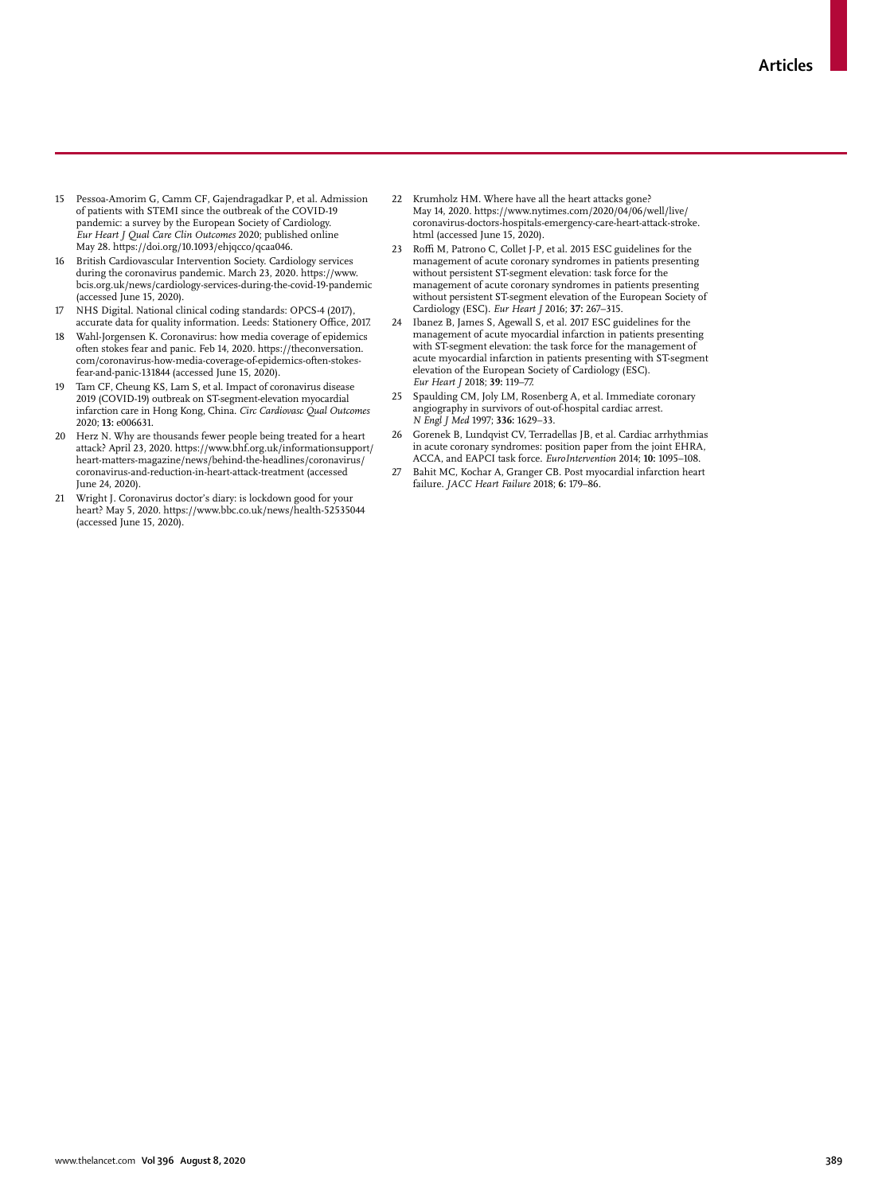15 Pessoa-Amorim G, Camm CF, Gajendragadkar P, et al. Admission of patients with STEMI since the outbreak of the COVID-19 pandemic: a survey by the European Society of Cardiology. *Eur Heart J Qual Care Clin Outcomes* 2020; published online May 28. https://doi.org/10.1093/ehjqcco/qcaa046.

16 British Cardiovascular Intervention Society. Cardiology services during the coronavirus pandemic. March 23, 2020. https://www.bcis.org.uk/news/cardiology-services-during-the-covid-19-pandemic (accessed June 15, 2020).

17 NHS Digital. National clinical coding standards: OPCS-4 (2017), accurate data for quality information. Leeds: Stationery Office, 2017.

18 Wahl-Jorgensen K. Coronavirus: how media coverage of epidemics often stokes fear and panic. Feb 14, 2020. https://theconversation.com/coronavirus-how-media-coverage-of-epidemics-often-stokes-fear-and-panic-131844 (accessed June 15, 2020).

19 Tam CF, Cheung KS, Lam S, et al. Impact of coronavirus disease 2019 (COVID-19) outbreak on ST-segment-elevation myocardial infarction care in Hong Kong, China. *Circ Cardiovasc Qual Outcomes* 2020; **13:** e006631.

20 Herz N. Why are thousands fewer people being treated for a heart attack? April 23, 2020. https://www.bhf.org.uk/informationsupport/heart-matters-magazine/news/behind-the-headlines/coronavirus/coronavirus-and-reduction-in-heart-attack-treatment (accessed June 24, 2020).

21 Wright J. Coronavirus doctor's diary: is lockdown good for your heart? May 5, 2020. https://www.bbc.co.uk/news/health-52535044 (accessed June 15, 2020).

22 Krumholz HM. Where have all the heart attacks gone? May 14, 2020. https://www.nytimes.com/2020/04/06/well/live/coronavirus-doctors-hospitals-emergency-care-heart-attack-stroke.html (accessed June 15, 2020).

23 Roffi M, Patrono C, Collet J-P, et al. 2015 ESC guidelines for the management of acute coronary syndromes in patients presenting without persistent ST-segment elevation: task force for the management of acute coronary syndromes in patients presenting without persistent ST-segment elevation of the European Society of Cardiology (ESC). *Eur Heart J* 2016; **37:** 267–315.

24 Ibanez B, James S, Agewall S, et al. 2017 ESC guidelines for the management of acute myocardial infarction in patients presenting with ST-segment elevation: the task force for the management of acute myocardial infarction in patients presenting with ST-segment elevation of the European Society of Cardiology (ESC). *Eur Heart J* 2018; **39:** 119–77.

25 Spaulding CM, Joly LM, Rosenberg A, et al. Immediate coronary angiography in survivors of out-of-hospital cardiac arrest. *N Engl J Med* 1997; **336:** 1629–33.

26 Gorenek B, Lundqvist CV, Terradellas JB, et al. Cardiac arrhythmias in acute coronary syndromes: position paper from the joint EHRA, ACCA, and EAPCI task force. *EuroIntervention* 2014; **10:** 1095–108.

27 Bahit MC, Kochar A, Granger CB. Post myocardial infarction heart failure. *JACC Heart Failure* 2018; **6:** 179–86.